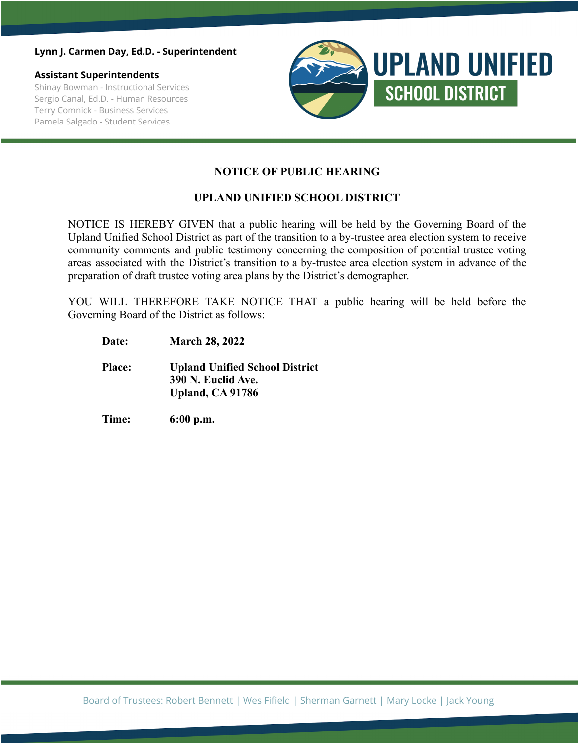**Lynn J. Carmen Day, Ed.D. - Superintendent**

**Assistant Superintendents**

Shinay Bowman - Instructional Services
Sergio Canal, Ed.D. - Human Resources
Terry Comnick - Business Services
Pamela Salgado - Student Services

UPLAND UNIFIED SCHOOL DISTRICT

## NOTICE OF PUBLIC HEARING

## UPLAND UNIFIED SCHOOL DISTRICT

NOTICE IS HEREBY GIVEN that a public hearing will be held by the Governing Board of the Upland Unified School District as part of the transition to a by-trustee area election system to receive community comments and public testimony concerning the composition of potential trustee voting areas associated with the District's transition to a by-trustee area election system in advance of the preparation of draft trustee voting area plans by the District's demographer.

YOU WILL THEREFORE TAKE NOTICE THAT a public hearing will be held before the Governing Board of the District as follows:

**Date:** **March 28, 2022**

**Place:** **Upland Unified School District**
**390 N. Euclid Ave.**
**Upland, CA 91786**

**Time:** **6:00 p.m.**

Board of Trustees: Robert Bennett | Wes Fifield | Sherman Garnett | Mary Locke | Jack Young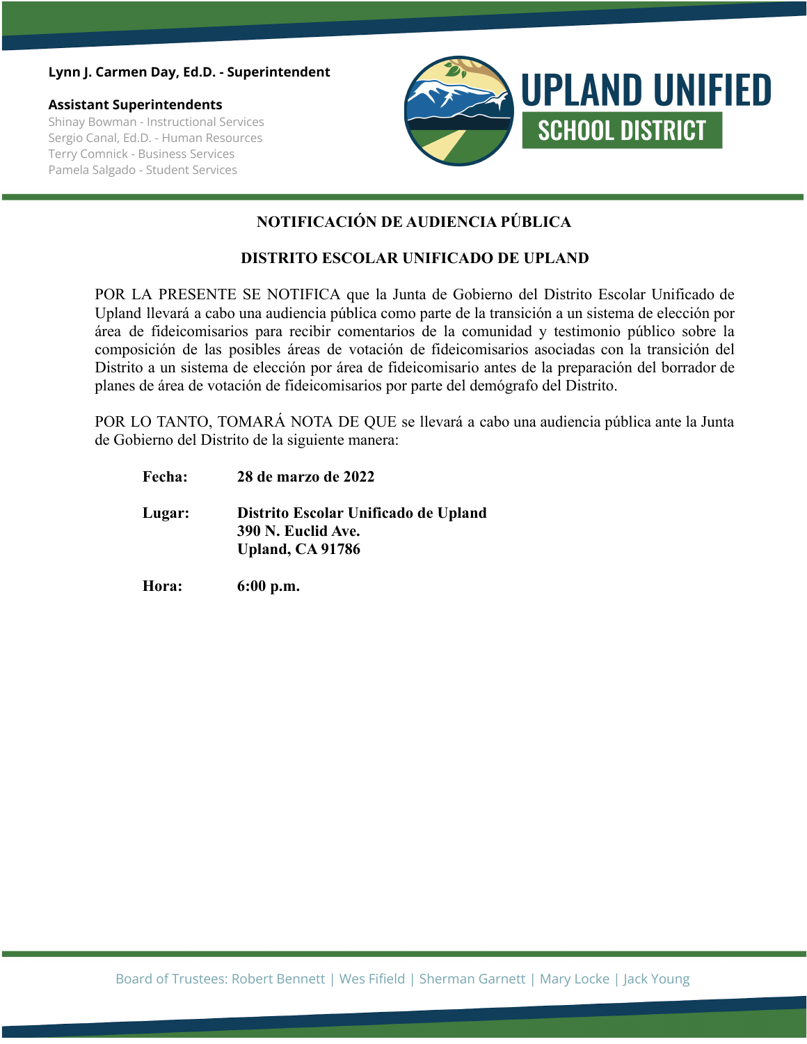Lynn J. Carmen Day, Ed.D. - Superintendent

**Assistant Superintendents**
Shinay Bowman - Instructional Services
Sergio Canal, Ed.D. - Human Resources
Terry Comnick - Business Services
Pamela Salgado - Student Services

UPLAND UNIFIED SCHOOL DISTRICT

# NOTIFICACIÓN DE AUDIENCIA PÚBLICA

## DISTRITO ESCOLAR UNIFICADO DE UPLAND

POR LA PRESENTE SE NOTIFICA que la Junta de Gobierno del Distrito Escolar Unificado de Upland llevará a cabo una audiencia pública como parte de la transición a un sistema de elección por área de fideicomisarios para recibir comentarios de la comunidad y testimonio público sobre la composición de las posibles áreas de votación de fideicomisarios asociadas con la transición del Distrito a un sistema de elección por área de fideicomisario antes de la preparación del borrador de planes de área de votación de fideicomisarios por parte del demógrafo del Distrito.

POR LO TANTO, TOMARÁ NOTA DE QUE se llevará a cabo una audiencia pública ante la Junta de Gobierno del Distrito de la siguiente manera:

**Fecha:** **28 de marzo de 2022**

**Lugar:** **Distrito Escolar Unificado de Upland**
**390 N. Euclid Ave.**
**Upland, CA 91786**

**Hora:** **6:00 p.m.**

Board of Trustees: Robert Bennett | Wes Fifield | Sherman Garnett | Mary Locke | Jack Young